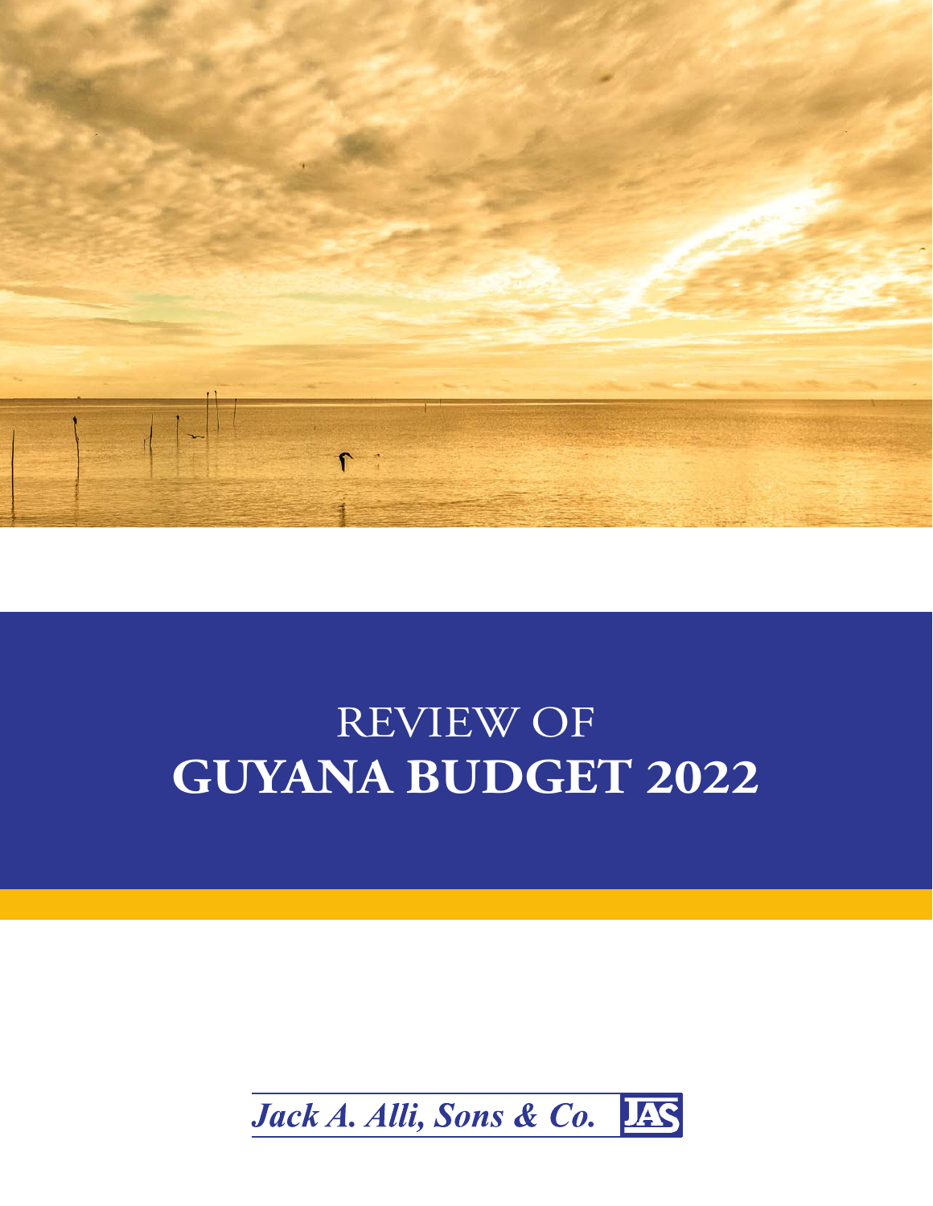# REVIEW OF
# **GUYANA BUDGET 2022**

*Jack A. Alli, Sons & Co.* JAS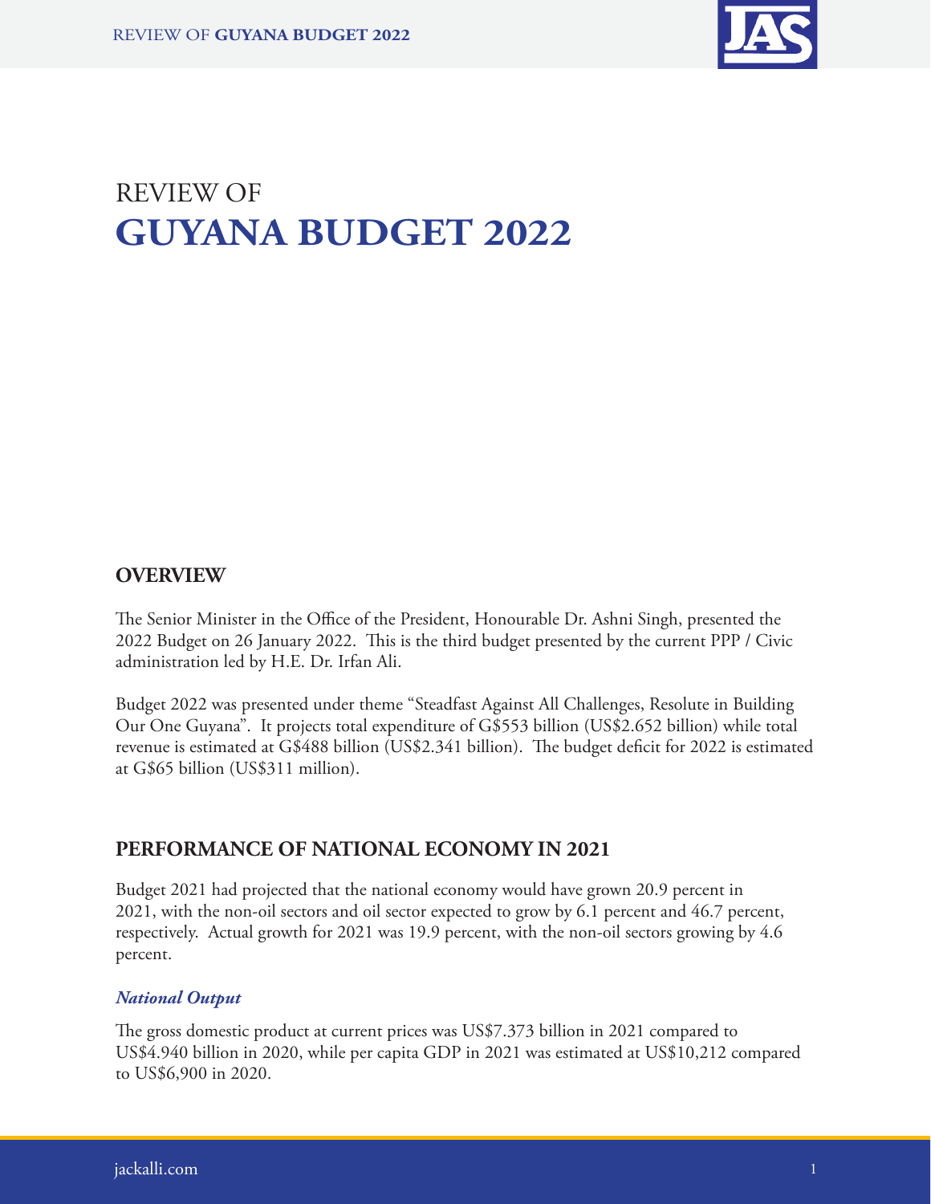# REVIEW OF
# GUYANA BUDGET 2022

## OVERVIEW

The Senior Minister in the Office of the President, Honourable Dr. Ashni Singh, presented the 2022 Budget on 26 January 2022. This is the third budget presented by the current PPP / Civic administration led by H.E. Dr. Irfan Ali.

Budget 2022 was presented under theme "Steadfast Against All Challenges, Resolute in Building Our One Guyana". It projects total expenditure of G$553 billion (US$2.652 billion) while total revenue is estimated at G$488 billion (US$2.341 billion). The budget deficit for 2022 is estimated at G$65 billion (US$311 million).

## PERFORMANCE OF NATIONAL ECONOMY IN 2021

Budget 2021 had projected that the national economy would have grown 20.9 percent in 2021, with the non-oil sectors and oil sector expected to grow by 6.1 percent and 46.7 percent, respectively. Actual growth for 2021 was 19.9 percent, with the non-oil sectors growing by 4.6 percent.

### *National Output*

The gross domestic product at current prices was US$7.373 billion in 2021 compared to US$4.940 billion in 2020, while per capita GDP in 2021 was estimated at US$10,212 compared to US$6,900 in 2020.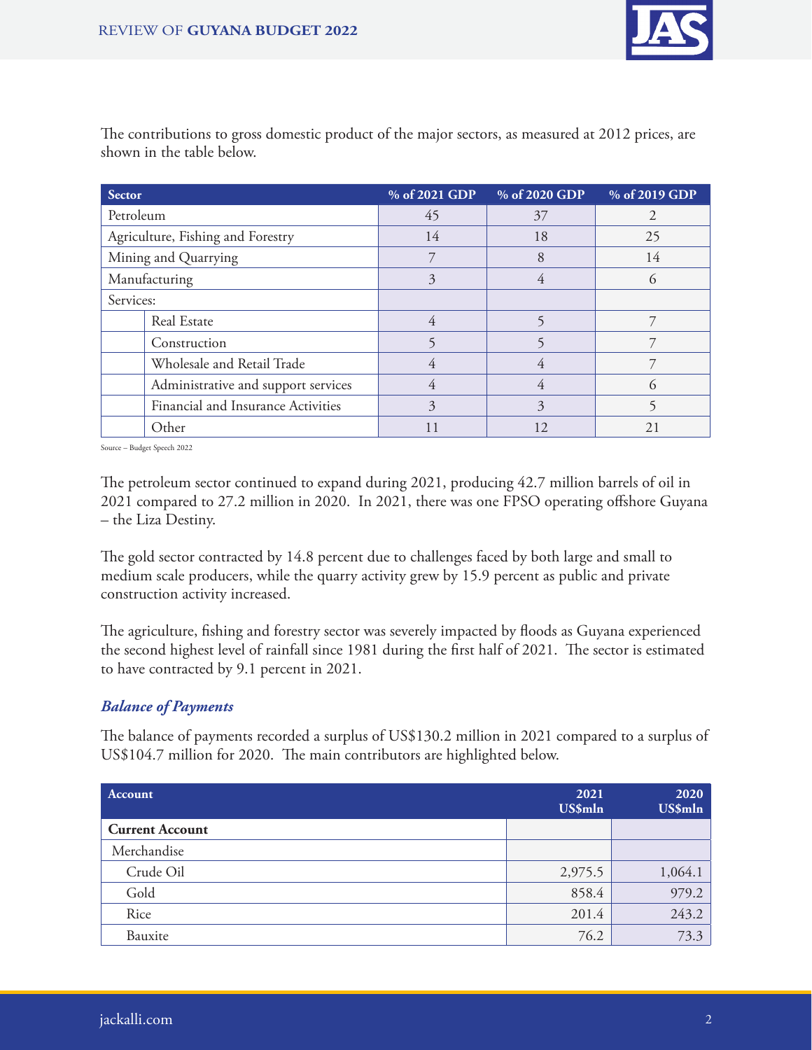The contributions to gross domestic product of the major sectors, as measured at 2012 prices, are shown in the table below.

| Sector | | % of 2021 GDP | % of 2020 GDP | % of 2019 GDP |
|---|---|---|---|---|
| Petroleum | | 45 | 37 | 2 |
| Agriculture, Fishing and Forestry | | 14 | 18 | 25 |
| Mining and Quarrying | | 7 | 8 | 14 |
| Manufacturing | | 3 | 4 | 6 |
| Services: | | | | |
| | Real Estate | 4 | 5 | 7 |
| | Construction | 5 | 5 | 7 |
| | Wholesale and Retail Trade | 4 | 4 | 7 |
| | Administrative and support services | 4 | 4 | 6 |
| | Financial and Insurance Activities | 3 | 3 | 5 |
| | Other | 11 | 12 | 21 |

Source – Budget Speech 2022

The petroleum sector continued to expand during 2021, producing 42.7 million barrels of oil in 2021 compared to 27.2 million in 2020. In 2021, there was one FPSO operating offshore Guyana – the Liza Destiny.

The gold sector contracted by 14.8 percent due to challenges faced by both large and small to medium scale producers, while the quarry activity grew by 15.9 percent as public and private construction activity increased.

The agriculture, fishing and forestry sector was severely impacted by floods as Guyana experienced the second highest level of rainfall since 1981 during the first half of 2021. The sector is estimated to have contracted by 9.1 percent in 2021.

### *Balance of Payments*

The balance of payments recorded a surplus of US$130.2 million in 2021 compared to a surplus of US$104.7 million for 2020. The main contributors are highlighted below.

| Account | 2021 US$mln | 2020 US$mln |
|---|---|---|
| **Current Account** | | |
| Merchandise | | |
| Crude Oil | 2,975.5 | 1,064.1 |
| Gold | 858.4 | 979.2 |
| Rice | 201.4 | 243.2 |
| Bauxite | 76.2 | 73.3 |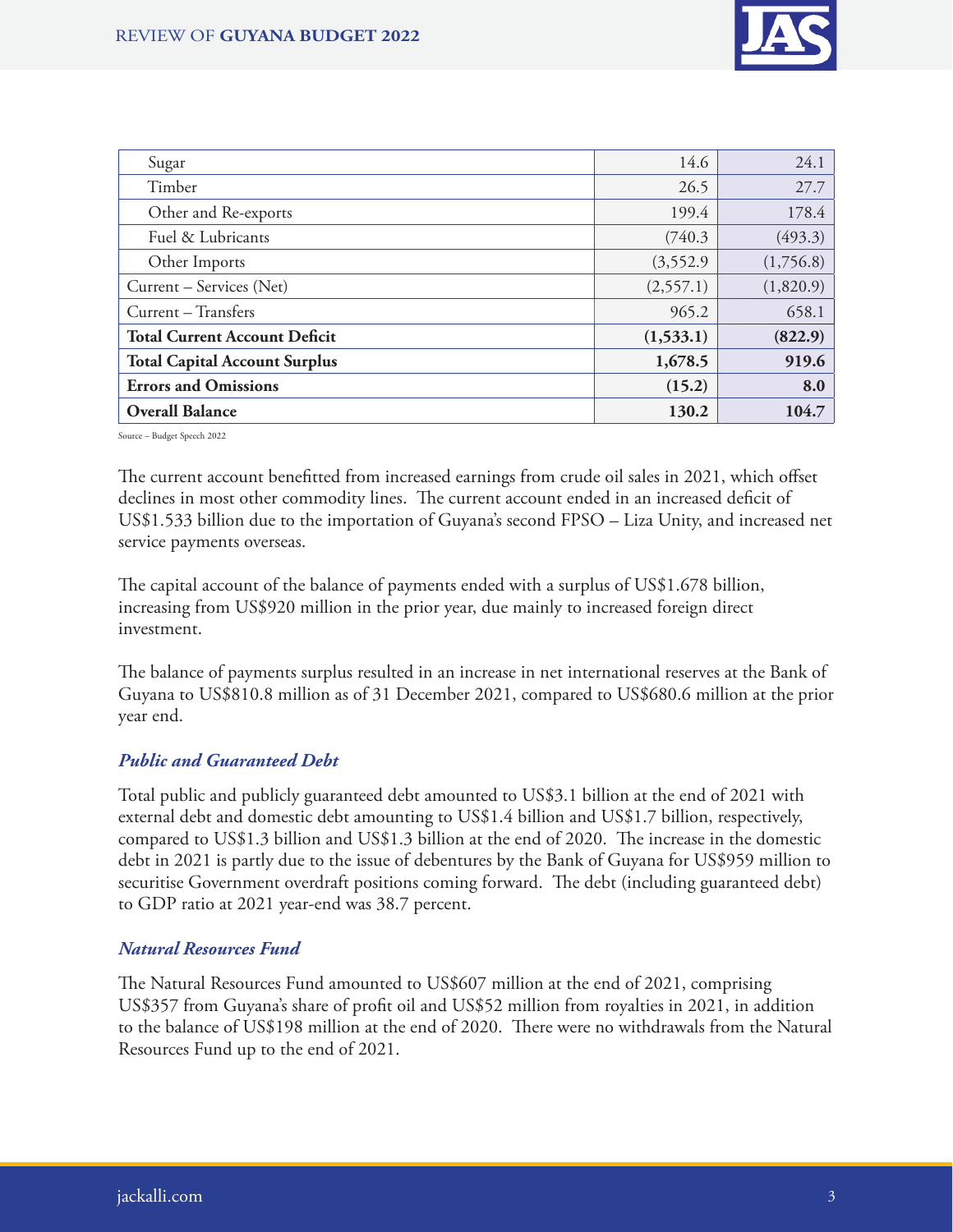| | | |
|---|---|---|
| Sugar | 14.6 | 24.1 |
| Timber | 26.5 | 27.7 |
| Other and Re-exports | 199.4 | 178.4 |
| Fuel & Lubricants | (740.3 | (493.3) |
| Other Imports | (3,552.9 | (1,756.8) |
| Current – Services (Net) | (2,557.1) | (1,820.9) |
| Current – Transfers | 965.2 | 658.1 |
| **Total Current Account Deficit** | **(1,533.1)** | **(822.9)** |
| **Total Capital Account Surplus** | **1,678.5** | **919.6** |
| **Errors and Omissions** | **(15.2)** | **8.0** |
| **Overall Balance** | **130.2** | **104.7** |

Source – Budget Speech 2022

The current account benefitted from increased earnings from crude oil sales in 2021, which offset declines in most other commodity lines. The current account ended in an increased deficit of US$1.533 billion due to the importation of Guyana's second FPSO – Liza Unity, and increased net service payments overseas.

The capital account of the balance of payments ended with a surplus of US$1.678 billion, increasing from US$920 million in the prior year, due mainly to increased foreign direct investment.

The balance of payments surplus resulted in an increase in net international reserves at the Bank of Guyana to US$810.8 million as of 31 December 2021, compared to US$680.6 million at the prior year end.

### *Public and Guaranteed Debt*

Total public and publicly guaranteed debt amounted to US$3.1 billion at the end of 2021 with external debt and domestic debt amounting to US$1.4 billion and US$1.7 billion, respectively, compared to US$1.3 billion and US$1.3 billion at the end of 2020. The increase in the domestic debt in 2021 is partly due to the issue of debentures by the Bank of Guyana for US$959 million to securitise Government overdraft positions coming forward. The debt (including guaranteed debt) to GDP ratio at 2021 year-end was 38.7 percent.

### *Natural Resources Fund*

The Natural Resources Fund amounted to US$607 million at the end of 2021, comprising US$357 from Guyana's share of profit oil and US$52 million from royalties in 2021, in addition to the balance of US$198 million at the end of 2020. There were no withdrawals from the Natural Resources Fund up to the end of 2021.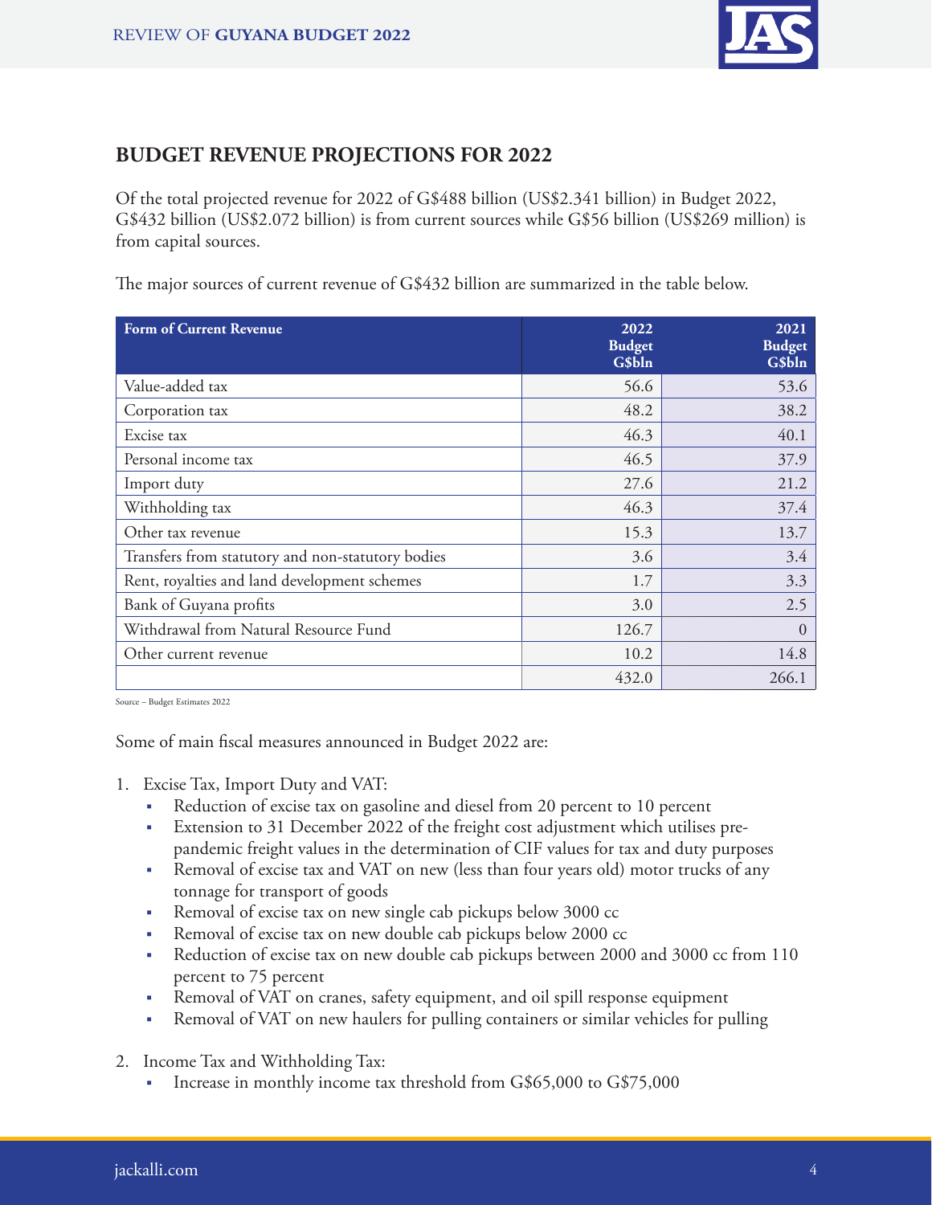## BUDGET REVENUE PROJECTIONS FOR 2022

Of the total projected revenue for 2022 of G$488 billion (US$2.341 billion) in Budget 2022, G$432 billion (US$2.072 billion) is from current sources while G$56 billion (US$269 million) is from capital sources.

The major sources of current revenue of G$432 billion are summarized in the table below.

| Form of Current Revenue | 2022 Budget G$bln | 2021 Budget G$bln |
|---|---|---|
| Value-added tax | 56.6 | 53.6 |
| Corporation tax | 48.2 | 38.2 |
| Excise tax | 46.3 | 40.1 |
| Personal income tax | 46.5 | 37.9 |
| Import duty | 27.6 | 21.2 |
| Withholding tax | 46.3 | 37.4 |
| Other tax revenue | 15.3 | 13.7 |
| Transfers from statutory and non-statutory bodies | 3.6 | 3.4 |
| Rent, royalties and land development schemes | 1.7 | 3.3 |
| Bank of Guyana profits | 3.0 | 2.5 |
| Withdrawal from Natural Resource Fund | 126.7 | 0 |
| Other current revenue | 10.2 | 14.8 |
| | 432.0 | 266.1 |

Source – Budget Estimates 2022

Some of main fiscal measures announced in Budget 2022 are:

1. Excise Tax, Import Duty and VAT:
   - Reduction of excise tax on gasoline and diesel from 20 percent to 10 percent
   - Extension to 31 December 2022 of the freight cost adjustment which utilises pre-pandemic freight values in the determination of CIF values for tax and duty purposes
   - Removal of excise tax and VAT on new (less than four years old) motor trucks of any tonnage for transport of goods
   - Removal of excise tax on new single cab pickups below 3000 cc
   - Removal of excise tax on new double cab pickups below 2000 cc
   - Reduction of excise tax on new double cab pickups between 2000 and 3000 cc from 110 percent to 75 percent
   - Removal of VAT on cranes, safety equipment, and oil spill response equipment
   - Removal of VAT on new haulers for pulling containers or similar vehicles for pulling

2. Income Tax and Withholding Tax:
   - Increase in monthly income tax threshold from G$65,000 to G$75,000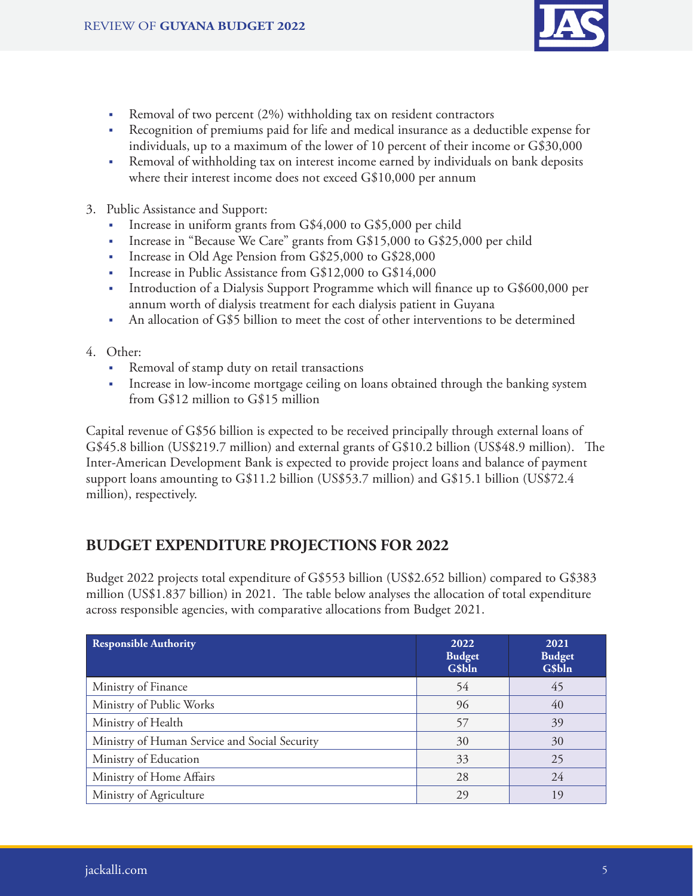- Removal of two percent (2%) withholding tax on resident contractors
- Recognition of premiums paid for life and medical insurance as a deductible expense for individuals, up to a maximum of the lower of 10 percent of their income or G$30,000
- Removal of withholding tax on interest income earned by individuals on bank deposits where their interest income does not exceed G$10,000 per annum

3. Public Assistance and Support:
   - Increase in uniform grants from G$4,000 to G$5,000 per child
   - Increase in "Because We Care" grants from G$15,000 to G$25,000 per child
   - Increase in Old Age Pension from G$25,000 to G$28,000
   - Increase in Public Assistance from G$12,000 to G$14,000
   - Introduction of a Dialysis Support Programme which will finance up to G$600,000 per annum worth of dialysis treatment for each dialysis patient in Guyana
   - An allocation of G$5 billion to meet the cost of other interventions to be determined

4. Other:
   - Removal of stamp duty on retail transactions
   - Increase in low-income mortgage ceiling on loans obtained through the banking system from G$12 million to G$15 million

Capital revenue of G$56 billion is expected to be received principally through external loans of G$45.8 billion (US$219.7 million) and external grants of G$10.2 billion (US$48.9 million). The Inter-American Development Bank is expected to provide project loans and balance of payment support loans amounting to G$11.2 billion (US$53.7 million) and G$15.1 billion (US$72.4 million), respectively.

## BUDGET EXPENDITURE PROJECTIONS FOR 2022

Budget 2022 projects total expenditure of G$553 billion (US$2.652 billion) compared to G$383 million (US$1.837 billion) in 2021. The table below analyses the allocation of total expenditure across responsible agencies, with comparative allocations from Budget 2021.

| Responsible Authority | 2022 Budget G$bln | 2021 Budget G$bln |
|---|---|---|
| Ministry of Finance | 54 | 45 |
| Ministry of Public Works | 96 | 40 |
| Ministry of Health | 57 | 39 |
| Ministry of Human Service and Social Security | 30 | 30 |
| Ministry of Education | 33 | 25 |
| Ministry of Home Affairs | 28 | 24 |
| Ministry of Agriculture | 29 | 19 |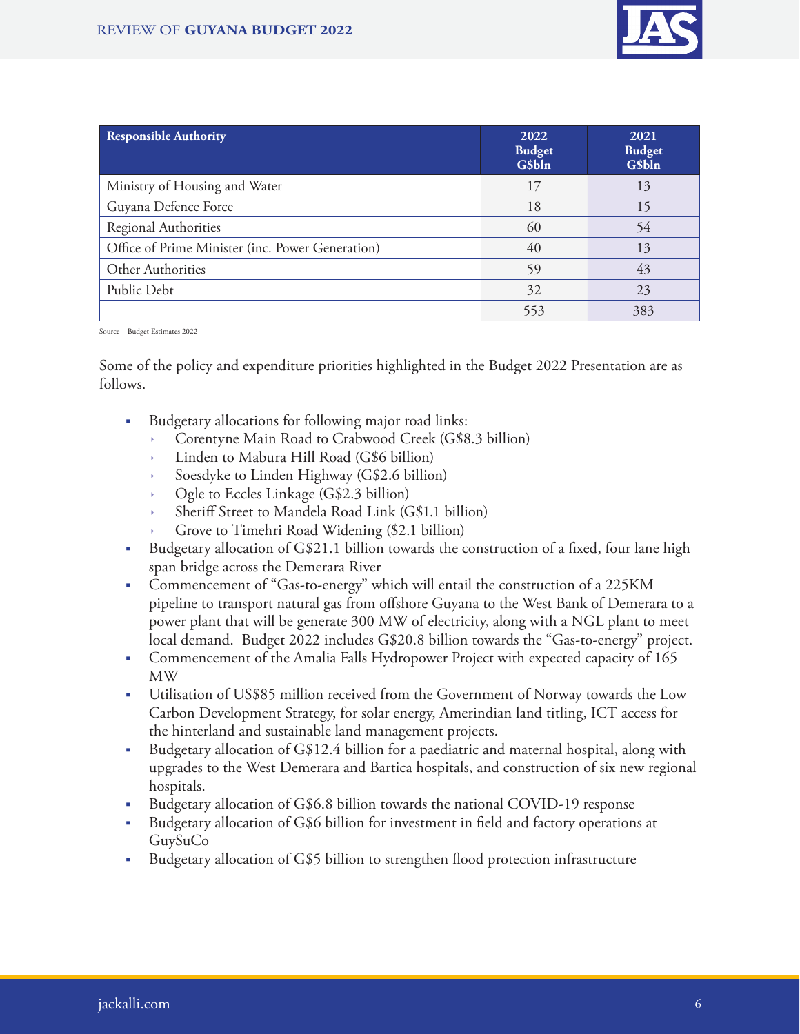| Responsible Authority | 2022 Budget G$bln | 2021 Budget G$bln |
|---|---|---|
| Ministry of Housing and Water | 17 | 13 |
| Guyana Defence Force | 18 | 15 |
| Regional Authorities | 60 | 54 |
| Office of Prime Minister (inc. Power Generation) | 40 | 13 |
| Other Authorities | 59 | 43 |
| Public Debt | 32 | 23 |
| | 553 | 383 |

Source – Budget Estimates 2022

Some of the policy and expenditure priorities highlighted in the Budget 2022 Presentation are as follows.

- Budgetary allocations for following major road links:
  - Corentyne Main Road to Crabwood Creek (G$8.3 billion)
  - Linden to Mabura Hill Road (G$6 billion)
  - Soesdyke to Linden Highway (G$2.6 billion)
  - Ogle to Eccles Linkage (G$2.3 billion)
  - Sheriff Street to Mandela Road Link (G$1.1 billion)
  - Grove to Timehri Road Widening ($2.1 billion)
- Budgetary allocation of G$21.1 billion towards the construction of a fixed, four lane high span bridge across the Demerara River
- Commencement of "Gas-to-energy" which will entail the construction of a 225KM pipeline to transport natural gas from offshore Guyana to the West Bank of Demerara to a power plant that will be generate 300 MW of electricity, along with a NGL plant to meet local demand. Budget 2022 includes G$20.8 billion towards the "Gas-to-energy" project.
- Commencement of the Amalia Falls Hydropower Project with expected capacity of 165 MW
- Utilisation of US$85 million received from the Government of Norway towards the Low Carbon Development Strategy, for solar energy, Amerindian land titling, ICT access for the hinterland and sustainable land management projects.
- Budgetary allocation of G$12.4 billion for a paediatric and maternal hospital, along with upgrades to the West Demerara and Bartica hospitals, and construction of six new regional hospitals.
- Budgetary allocation of G$6.8 billion towards the national COVID-19 response
- Budgetary allocation of G$6 billion for investment in field and factory operations at GuySuCo
- Budgetary allocation of G$5 billion to strengthen flood protection infrastructure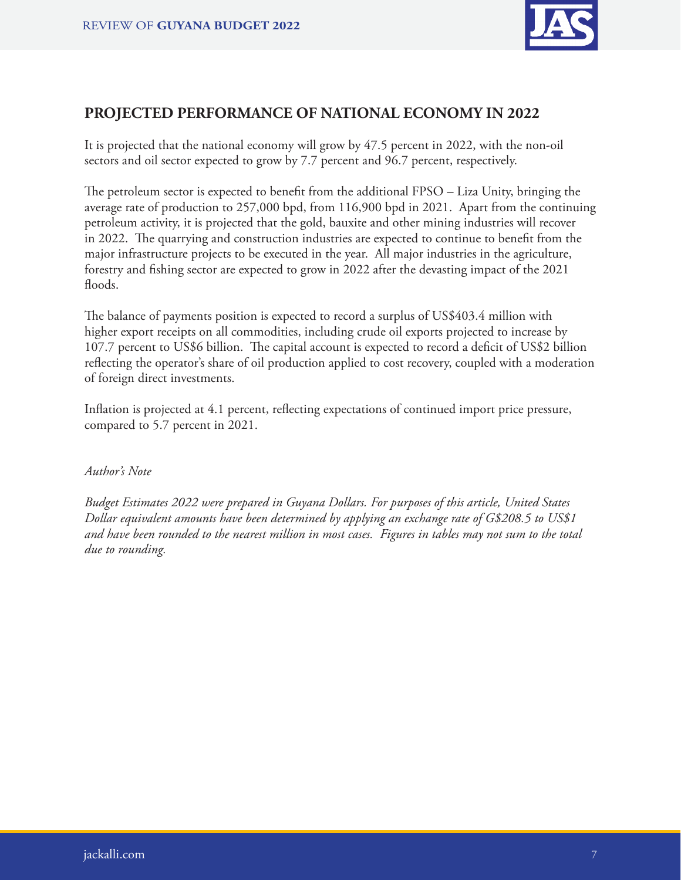## PROJECTED PERFORMANCE OF NATIONAL ECONOMY IN 2022

It is projected that the national economy will grow by 47.5 percent in 2022, with the non-oil sectors and oil sector expected to grow by 7.7 percent and 96.7 percent, respectively.

The petroleum sector is expected to benefit from the additional FPSO – Liza Unity, bringing the average rate of production to 257,000 bpd, from 116,900 bpd in 2021. Apart from the continuing petroleum activity, it is projected that the gold, bauxite and other mining industries will recover in 2022. The quarrying and construction industries are expected to continue to benefit from the major infrastructure projects to be executed in the year. All major industries in the agriculture, forestry and fishing sector are expected to grow in 2022 after the devasting impact of the 2021 floods.

The balance of payments position is expected to record a surplus of US$403.4 million with higher export receipts on all commodities, including crude oil exports projected to increase by 107.7 percent to US$6 billion. The capital account is expected to record a deficit of US$2 billion reflecting the operator's share of oil production applied to cost recovery, coupled with a moderation of foreign direct investments.

Inflation is projected at 4.1 percent, reflecting expectations of continued import price pressure, compared to 5.7 percent in 2021.

*Author's Note*

*Budget Estimates 2022 were prepared in Guyana Dollars. For purposes of this article, United States Dollar equivalent amounts have been determined by applying an exchange rate of G$208.5 to US$1 and have been rounded to the nearest million in most cases. Figures in tables may not sum to the total due to rounding.*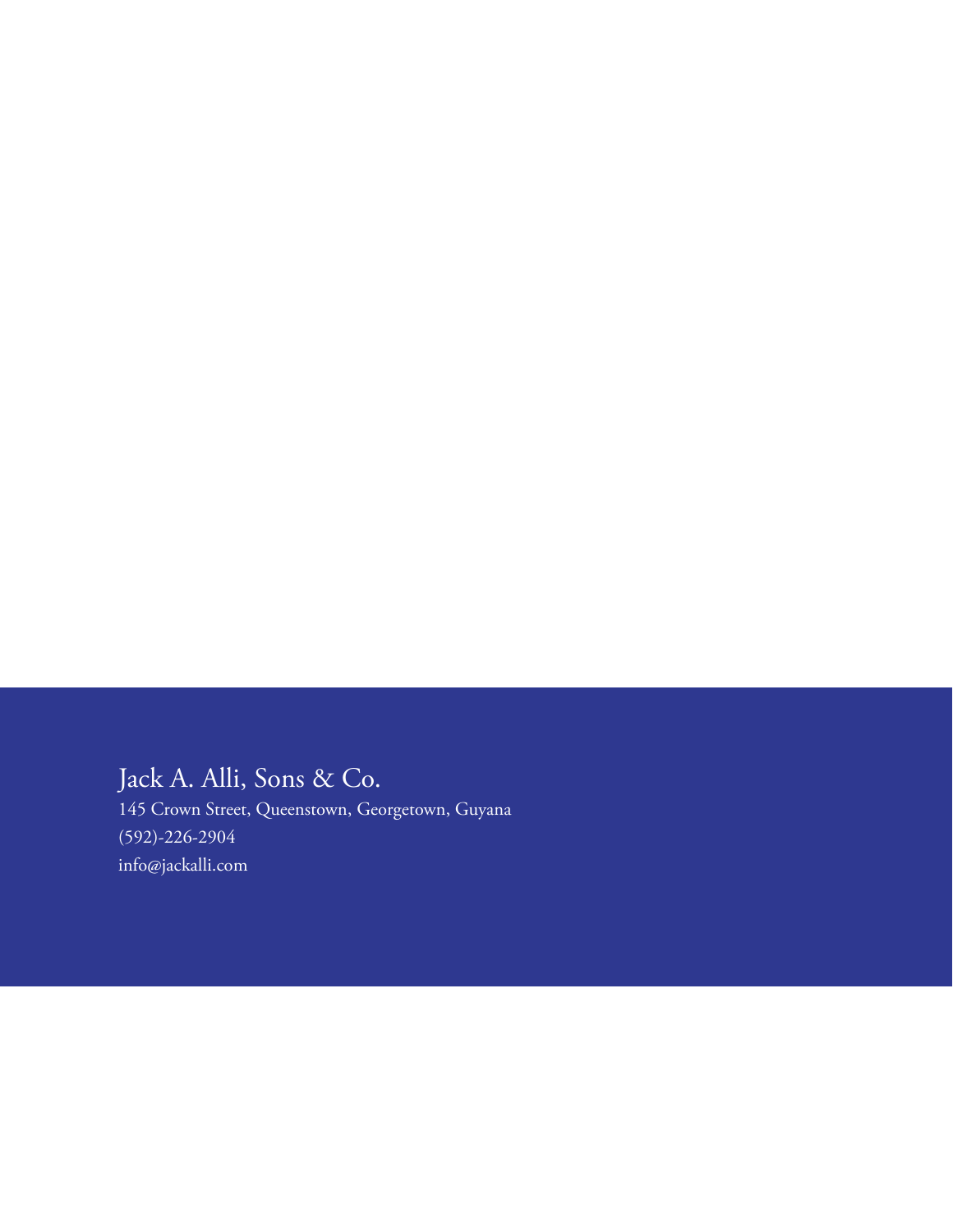Jack A. Alli, Sons & Co.

145 Crown Street, Queenstown, Georgetown, Guyana

(592)-226-2904

info@jackalli.com